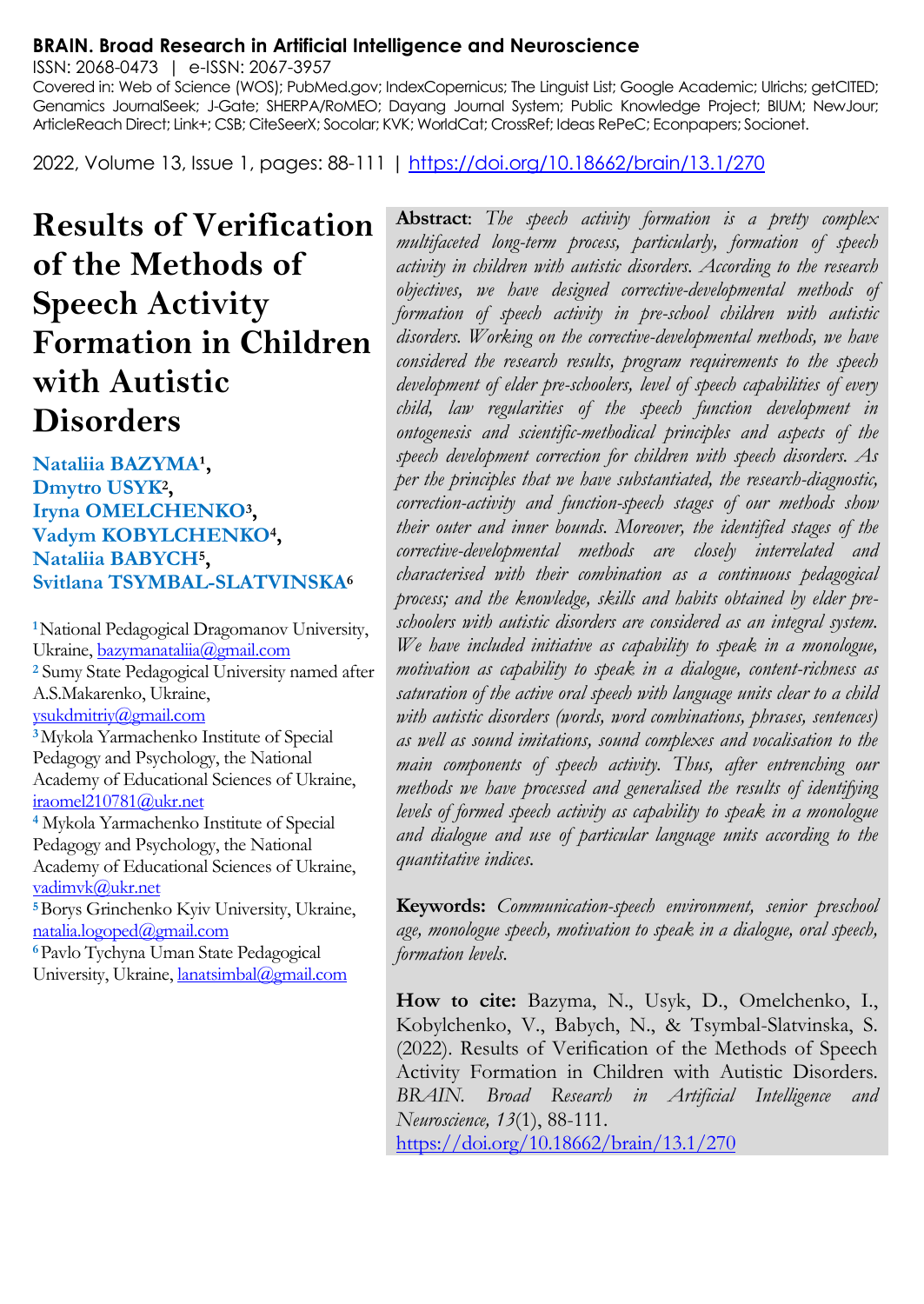**BRAIN. Broad Research in Artificial Intelligence and Neuroscience**
ISSN: 2068-0473 | e-ISSN: 2067-3957
Covered in: Web of Science (WOS); PubMed.gov; IndexCopernicus; The Linguist List; Google Academic; Ulrichs; getCITED; Genamics JournalSeek; J-Gate; SHERPA/RoMEO; Dayang Journal System; Public Knowledge Project; BIUM; NewJour; ArticleReach Direct; Link+; CSB; CiteSeerX; Socolar; KVK; WorldCat; CrossRef; Ideas RePeC; Econpapers; Socionet.

2022, Volume 13, Issue 1, pages: 88-111 | https://doi.org/10.18662/brain/13.1/270

# Results of Verification of the Methods of Speech Activity Formation in Children with Autistic Disorders

**Nataliia BAZYMA[1], Dmytro USYK[2], Iryna OMELCHENKO[3], Vadym KOBYLCHENKO[4], Nataliia BABYCH[5], Svitlana TSYMBAL-SLATVINSKA[6]**

[1] National Pedagogical Dragomanov University, Ukraine, bazymanataliia@gmail.com
[2] Sumy State Pedagogical University named after A.S.Makarenko, Ukraine, ysukdmitriy@gmail.com
[3] Mykola Yarmachenko Institute of Special Pedagogy and Psychology, the National Academy of Educational Sciences of Ukraine, iraomel210781@ukr.net
[4] Mykola Yarmachenko Institute of Special Pedagogy and Psychology, the National Academy of Educational Sciences of Ukraine, vadimvk@ukr.net
[5] Borys Grinchenko Kyiv University, Ukraine, natalia.logoped@gmail.com
[6] Pavlo Tychyna Uman State Pedagogical University, Ukraine, lanatsimbal@gmail.com

**Abstract**: *The speech activity formation is a pretty complex multifaceted long-term process, particularly, formation of speech activity in children with autistic disorders. According to the research objectives, we have designed corrective-developmental methods of formation of speech activity in pre-school children with autistic disorders. Working on the corrective-developmental methods, we have considered the research results, program requirements to the speech development of elder pre-schoolers, level of speech capabilities of every child, law regularities of the speech function development in ontogenesis and scientific-methodical principles and aspects of the speech development correction for children with speech disorders. As per the principles that we have substantiated, the research-diagnostic, correction-activity and function-speech stages of our methods show their outer and inner bounds. Moreover, the identified stages of the corrective-developmental methods are closely interrelated and characterised with their combination as a continuous pedagogical process; and the knowledge, skills and habits obtained by elder pre-schoolers with autistic disorders are considered as an integral system. We have included initiative as capability to speak in a monologue, motivation as capability to speak in a dialogue, content-richness as saturation of the active oral speech with language units clear to a child with autistic disorders (words, word combinations, phrases, sentences) as well as sound imitations, sound complexes and vocalisation to the main components of speech activity. Thus, after entrenching our methods we have processed and generalised the results of identifying levels of formed speech activity as capability to speak in a monologue and dialogue and use of particular language units according to the quantitative indices.*

**Keywords:** *Communication-speech environment, senior preschool age, monologue speech, motivation to speak in a dialogue, oral speech, formation levels.*

**How to cite:** Bazyma, N., Usyk, D., Omelchenko, I., Kobylchenko, V., Babych, N., & Tsymbal-Slatvinska, S. (2022). Results of Verification of the Methods of Speech Activity Formation in Children with Autistic Disorders. *BRAIN. Broad Research in Artificial Intelligence and Neuroscience, 13*(1), 88-111. https://doi.org/10.18662/brain/13.1/270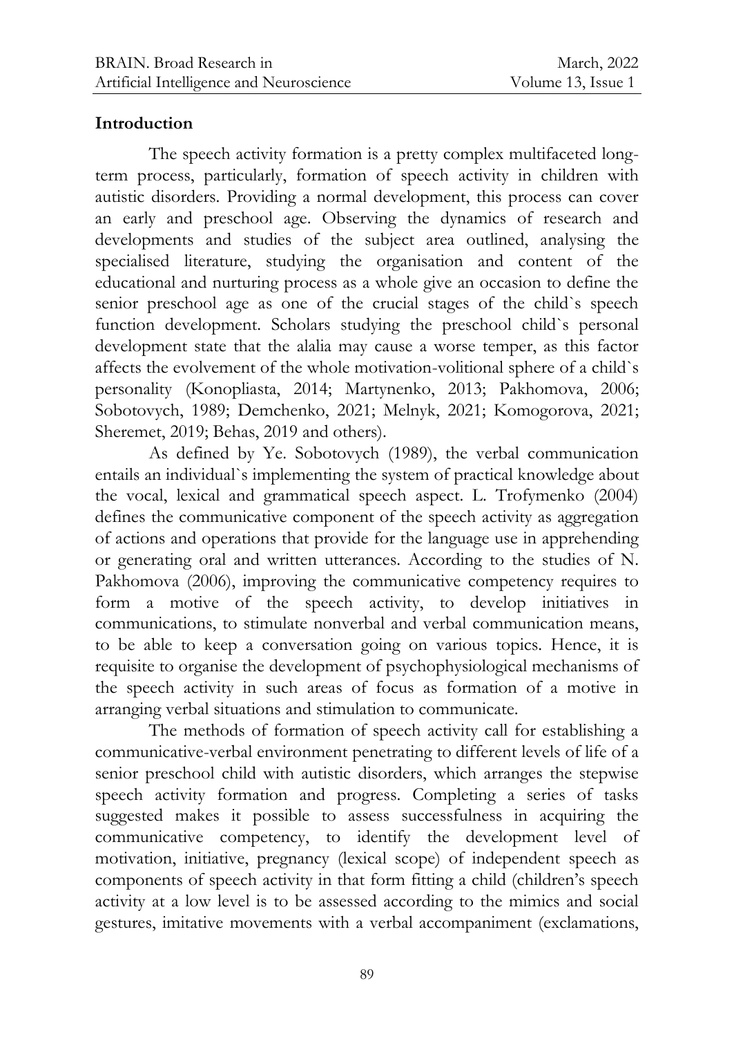## Introduction

The speech activity formation is a pretty complex multifaceted long-term process, particularly, formation of speech activity in children with autistic disorders. Providing a normal development, this process can cover an early and preschool age. Observing the dynamics of research and developments and studies of the subject area outlined, analysing the specialised literature, studying the organisation and content of the educational and nurturing process as a whole give an occasion to define the senior preschool age as one of the crucial stages of the child`s speech function development. Scholars studying the preschool child`s personal development state that the alalia may cause a worse temper, as this factor affects the evolvement of the whole motivation-volitional sphere of a child`s personality (Konopliasta, 2014; Martynenko, 2013; Pakhomova, 2006; Sobotovych, 1989; Demchenko, 2021; Melnyk, 2021; Komogorova, 2021; Sheremet, 2019; Behas, 2019 and others).

As defined by Ye. Sobotovych (1989), the verbal communication entails an individual`s implementing the system of practical knowledge about the vocal, lexical and grammatical speech aspect. L. Trofymenko (2004) defines the communicative component of the speech activity as aggregation of actions and operations that provide for the language use in apprehending or generating oral and written utterances. According to the studies of N. Pakhomova (2006), improving the communicative competency requires to form a motive of the speech activity, to develop initiatives in communications, to stimulate nonverbal and verbal communication means, to be able to keep a conversation going on various topics. Hence, it is requisite to organise the development of psychophysiological mechanisms of the speech activity in such areas of focus as formation of a motive in arranging verbal situations and stimulation to communicate.

The methods of formation of speech activity call for establishing a communicative-verbal environment penetrating to different levels of life of a senior preschool child with autistic disorders, which arranges the stepwise speech activity formation and progress. Completing a series of tasks suggested makes it possible to assess successfulness in acquiring the communicative competency, to identify the development level of motivation, initiative, pregnancy (lexical scope) of independent speech as components of speech activity in that form fitting a child (children's speech activity at a low level is to be assessed according to the mimics and social gestures, imitative movements with a verbal accompaniment (exclamations,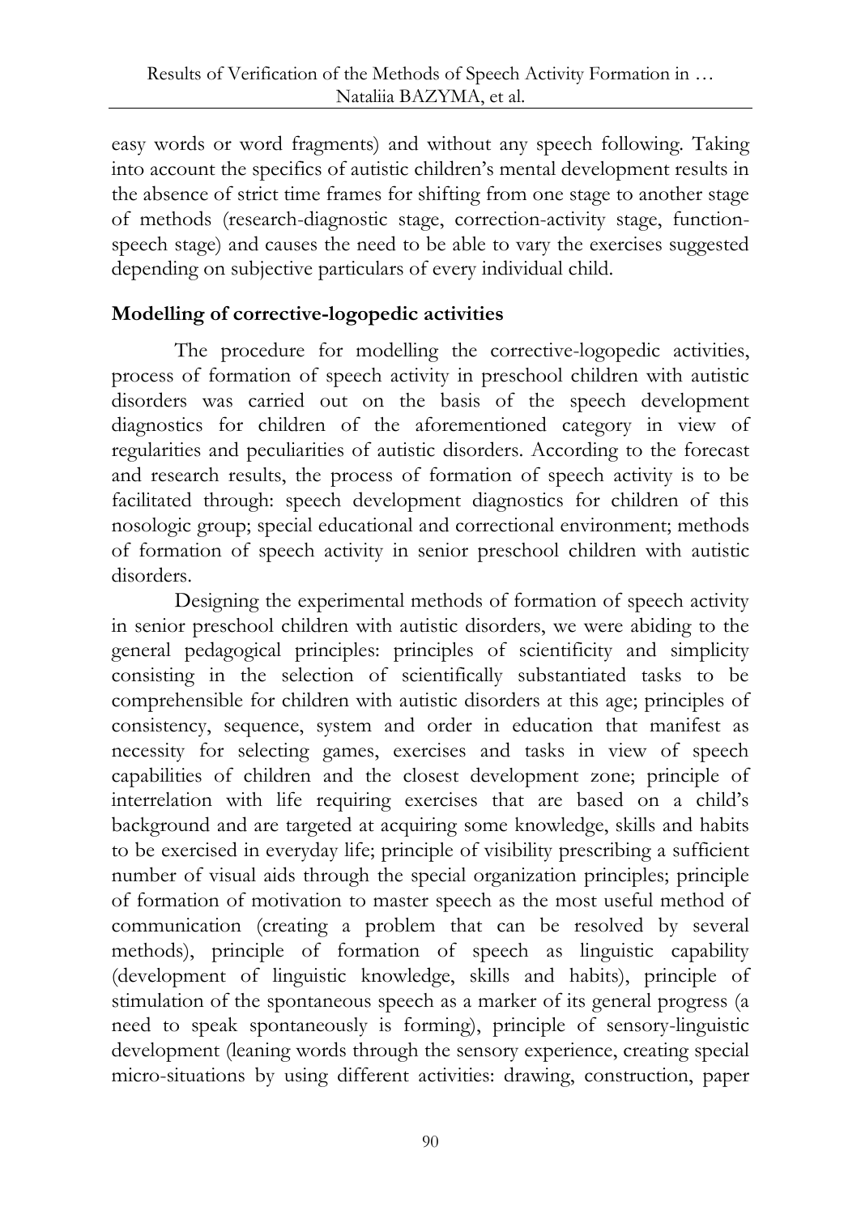easy words or word fragments) and without any speech following. Taking into account the specifics of autistic children's mental development results in the absence of strict time frames for shifting from one stage to another stage of methods (research-diagnostic stage, correction-activity stage, function-speech stage) and causes the need to be able to vary the exercises suggested depending on subjective particulars of every individual child.

## Modelling of corrective-logopedic activities

The procedure for modelling the corrective-logopedic activities, process of formation of speech activity in preschool children with autistic disorders was carried out on the basis of the speech development diagnostics for children of the aforementioned category in view of regularities and peculiarities of autistic disorders. According to the forecast and research results, the process of formation of speech activity is to be facilitated through: speech development diagnostics for children of this nosologic group; special educational and correctional environment; methods of formation of speech activity in senior preschool children with autistic disorders.

Designing the experimental methods of formation of speech activity in senior preschool children with autistic disorders, we were abiding to the general pedagogical principles: principles of scientificity and simplicity consisting in the selection of scientifically substantiated tasks to be comprehensible for children with autistic disorders at this age; principles of consistency, sequence, system and order in education that manifest as necessity for selecting games, exercises and tasks in view of speech capabilities of children and the closest development zone; principle of interrelation with life requiring exercises that are based on a child's background and are targeted at acquiring some knowledge, skills and habits to be exercised in everyday life; principle of visibility prescribing a sufficient number of visual aids through the special organization principles; principle of formation of motivation to master speech as the most useful method of communication (creating a problem that can be resolved by several methods), principle of formation of speech as linguistic capability (development of linguistic knowledge, skills and habits), principle of stimulation of the spontaneous speech as a marker of its general progress (a need to speak spontaneously is forming), principle of sensory-linguistic development (leaning words through the sensory experience, creating special micro-situations by using different activities: drawing, construction, paper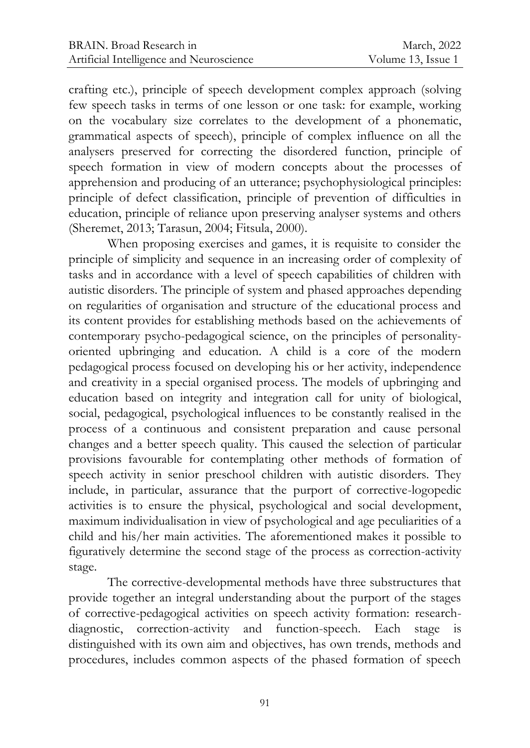crafting etc.), principle of speech development complex approach (solving few speech tasks in terms of one lesson or one task: for example, working on the vocabulary size correlates to the development of a phonematic, grammatical aspects of speech), principle of complex influence on all the analysers preserved for correcting the disordered function, principle of speech formation in view of modern concepts about the processes of apprehension and producing of an utterance; psychophysiological principles: principle of defect classification, principle of prevention of difficulties in education, principle of reliance upon preserving analyser systems and others (Sheremet, 2013; Tarasun, 2004; Fitsula, 2000).

When proposing exercises and games, it is requisite to consider the principle of simplicity and sequence in an increasing order of complexity of tasks and in accordance with a level of speech capabilities of children with autistic disorders. The principle of system and phased approaches depending on regularities of organisation and structure of the educational process and its content provides for establishing methods based on the achievements of contemporary psycho-pedagogical science, on the principles of personality-oriented upbringing and education. A child is a core of the modern pedagogical process focused on developing his or her activity, independence and creativity in a special organised process. The models of upbringing and education based on integrity and integration call for unity of biological, social, pedagogical, psychological influences to be constantly realised in the process of a continuous and consistent preparation and cause personal changes and a better speech quality. This caused the selection of particular provisions favourable for contemplating other methods of formation of speech activity in senior preschool children with autistic disorders. They include, in particular, assurance that the purport of corrective-logopedic activities is to ensure the physical, psychological and social development, maximum individualisation in view of psychological and age peculiarities of a child and his/her main activities. The aforementioned makes it possible to figuratively determine the second stage of the process as correction-activity stage.

The corrective-developmental methods have three substructures that provide together an integral understanding about the purport of the stages of corrective-pedagogical activities on speech activity formation: research-diagnostic, correction-activity and function-speech. Each stage is distinguished with its own aim and objectives, has own trends, methods and procedures, includes common aspects of the phased formation of speech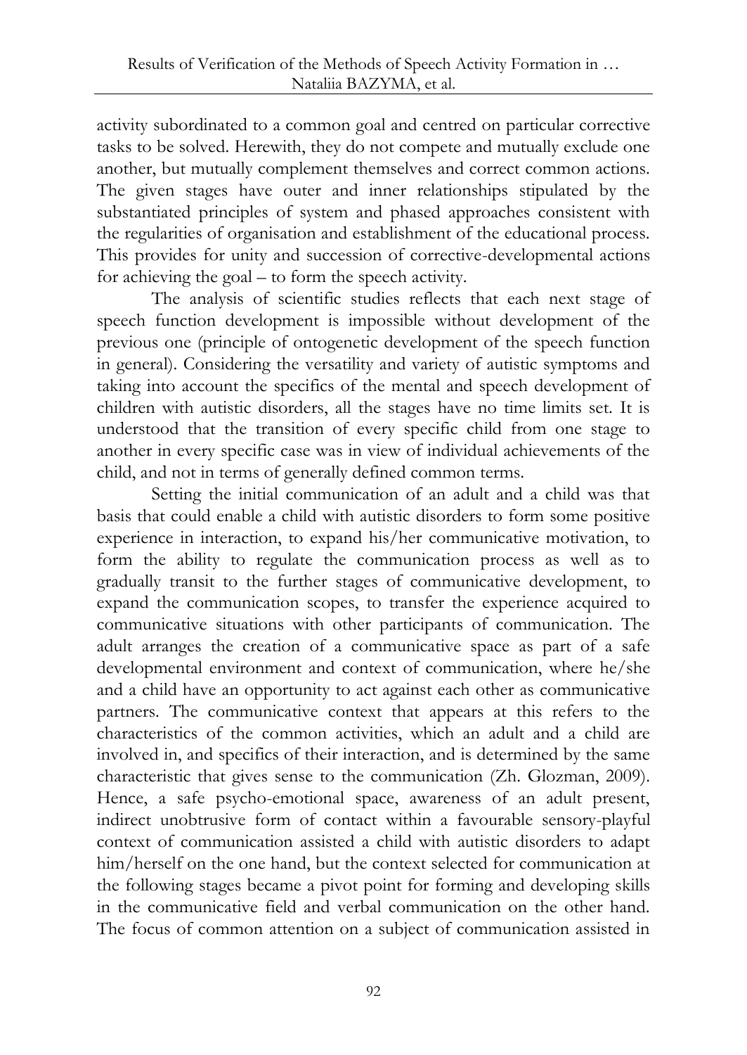activity subordinated to a common goal and centred on particular corrective tasks to be solved. Herewith, they do not compete and mutually exclude one another, but mutually complement themselves and correct common actions. The given stages have outer and inner relationships stipulated by the substantiated principles of system and phased approaches consistent with the regularities of organisation and establishment of the educational process. This provides for unity and succession of corrective-developmental actions for achieving the goal – to form the speech activity.

The analysis of scientific studies reflects that each next stage of speech function development is impossible without development of the previous one (principle of ontogenetic development of the speech function in general). Considering the versatility and variety of autistic symptoms and taking into account the specifics of the mental and speech development of children with autistic disorders, all the stages have no time limits set. It is understood that the transition of every specific child from one stage to another in every specific case was in view of individual achievements of the child, and not in terms of generally defined common terms.

Setting the initial communication of an adult and a child was that basis that could enable a child with autistic disorders to form some positive experience in interaction, to expand his/her communicative motivation, to form the ability to regulate the communication process as well as to gradually transit to the further stages of communicative development, to expand the communication scopes, to transfer the experience acquired to communicative situations with other participants of communication. The adult arranges the creation of a communicative space as part of a safe developmental environment and context of communication, where he/she and a child have an opportunity to act against each other as communicative partners. The communicative context that appears at this refers to the characteristics of the common activities, which an adult and a child are involved in, and specifics of their interaction, and is determined by the same characteristic that gives sense to the communication (Zh. Glozman, 2009). Hence, a safe psycho-emotional space, awareness of an adult present, indirect unobtrusive form of contact within a favourable sensory-playful context of communication assisted a child with autistic disorders to adapt him/herself on the one hand, but the context selected for communication at the following stages became a pivot point for forming and developing skills in the communicative field and verbal communication on the other hand. The focus of common attention on a subject of communication assisted in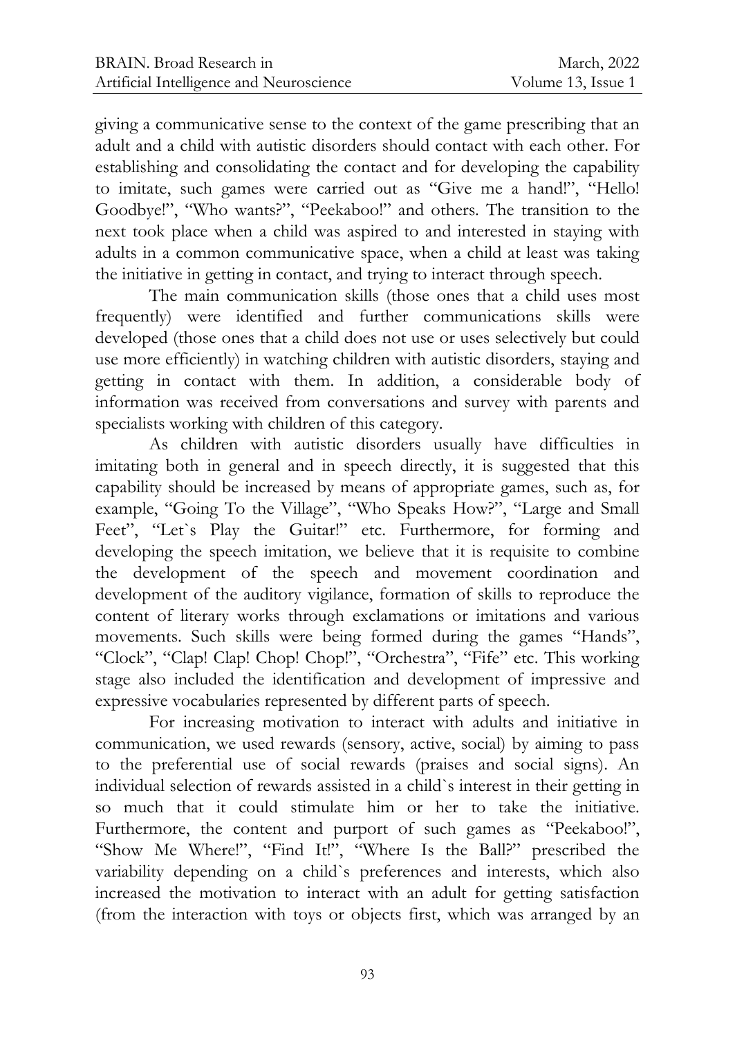giving a communicative sense to the context of the game prescribing that an adult and a child with autistic disorders should contact with each other. For establishing and consolidating the contact and for developing the capability to imitate, such games were carried out as "Give me a hand!", "Hello! Goodbye!", "Who wants?", "Peekaboo!" and others. The transition to the next took place when a child was aspired to and interested in staying with adults in a common communicative space, when a child at least was taking the initiative in getting in contact, and trying to interact through speech.

The main communication skills (those ones that a child uses most frequently) were identified and further communications skills were developed (those ones that a child does not use or uses selectively but could use more efficiently) in watching children with autistic disorders, staying and getting in contact with them. In addition, a considerable body of information was received from conversations and survey with parents and specialists working with children of this category.

As children with autistic disorders usually have difficulties in imitating both in general and in speech directly, it is suggested that this capability should be increased by means of appropriate games, such as, for example, "Going To the Village", "Who Speaks How?", "Large and Small Feet", "Let`s Play the Guitar!" etc. Furthermore, for forming and developing the speech imitation, we believe that it is requisite to combine the development of the speech and movement coordination and development of the auditory vigilance, formation of skills to reproduce the content of literary works through exclamations or imitations and various movements. Such skills were being formed during the games "Hands", "Clock", "Clap! Clap! Chop! Chop!", "Orchestra", "Fife" etc. This working stage also included the identification and development of impressive and expressive vocabularies represented by different parts of speech.

For increasing motivation to interact with adults and initiative in communication, we used rewards (sensory, active, social) by aiming to pass to the preferential use of social rewards (praises and social signs). An individual selection of rewards assisted in a child`s interest in their getting in so much that it could stimulate him or her to take the initiative. Furthermore, the content and purport of such games as "Peekaboo!", "Show Me Where!", "Find It!", "Where Is the Ball?" prescribed the variability depending on a child`s preferences and interests, which also increased the motivation to interact with an adult for getting satisfaction (from the interaction with toys or objects first, which was arranged by an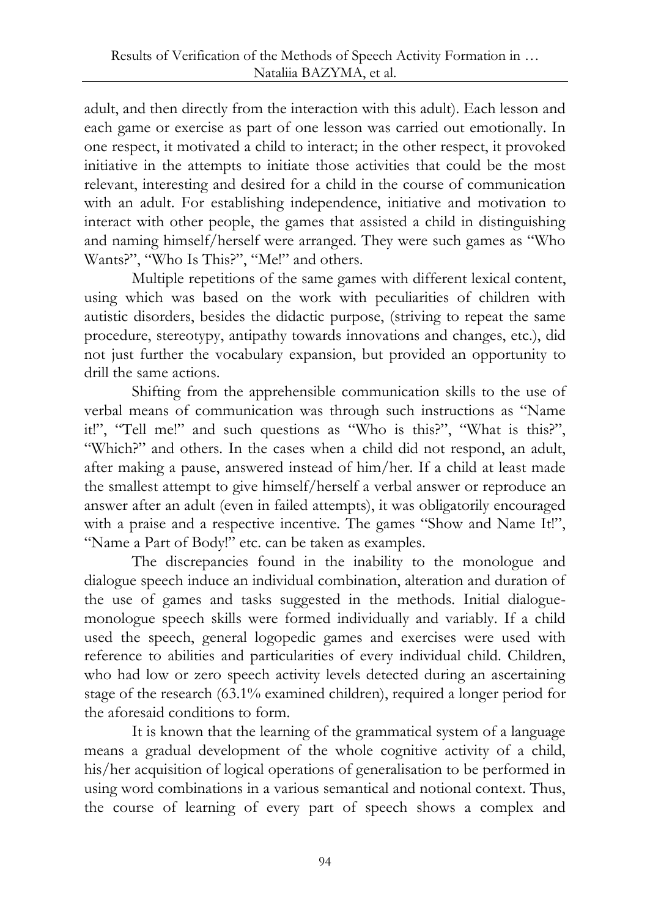adult, and then directly from the interaction with this adult). Each lesson and each game or exercise as part of one lesson was carried out emotionally. In one respect, it motivated a child to interact; in the other respect, it provoked initiative in the attempts to initiate those activities that could be the most relevant, interesting and desired for a child in the course of communication with an adult. For establishing independence, initiative and motivation to interact with other people, the games that assisted a child in distinguishing and naming himself/herself were arranged. They were such games as "Who Wants?", "Who Is This?", "Me!" and others.

Multiple repetitions of the same games with different lexical content, using which was based on the work with peculiarities of children with autistic disorders, besides the didactic purpose, (striving to repeat the same procedure, stereotypy, antipathy towards innovations and changes, etc.), did not just further the vocabulary expansion, but provided an opportunity to drill the same actions.

Shifting from the apprehensible communication skills to the use of verbal means of communication was through such instructions as "Name it!", "Tell me!" and such questions as "Who is this?", "What is this?", "Which?" and others. In the cases when a child did not respond, an adult, after making a pause, answered instead of him/her. If a child at least made the smallest attempt to give himself/herself a verbal answer or reproduce an answer after an adult (even in failed attempts), it was obligatorily encouraged with a praise and a respective incentive. The games "Show and Name It!", "Name a Part of Body!" etc. can be taken as examples.

The discrepancies found in the inability to the monologue and dialogue speech induce an individual combination, alteration and duration of the use of games and tasks suggested in the methods. Initial dialogue-monologue speech skills were formed individually and variably. If a child used the speech, general logopedic games and exercises were used with reference to abilities and particularities of every individual child. Children, who had low or zero speech activity levels detected during an ascertaining stage of the research (63.1% examined children), required a longer period for the aforesaid conditions to form.

It is known that the learning of the grammatical system of a language means a gradual development of the whole cognitive activity of a child, his/her acquisition of logical operations of generalisation to be performed in using word combinations in a various semantical and notional context. Thus, the course of learning of every part of speech shows a complex and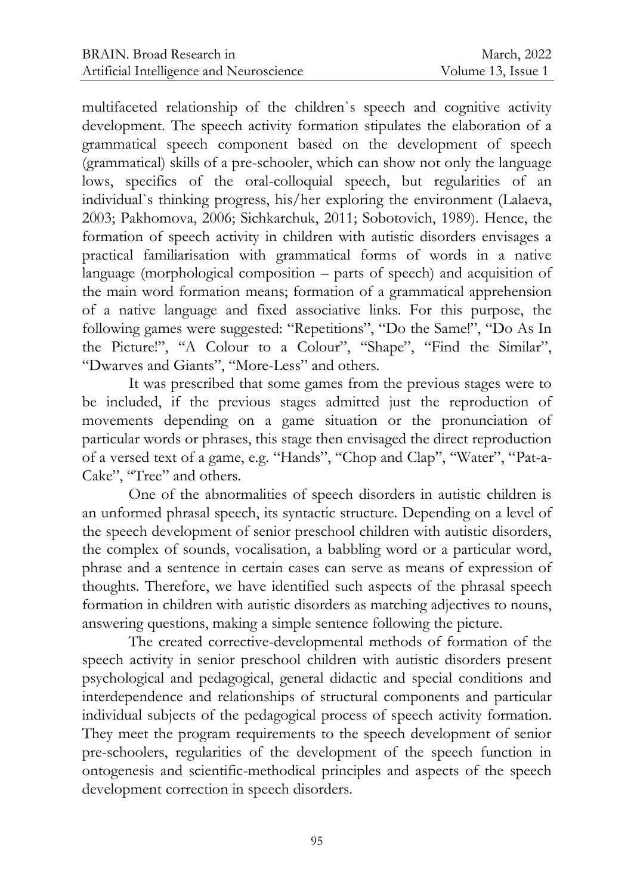multifaceted relationship of the children`s speech and cognitive activity development. The speech activity formation stipulates the elaboration of a grammatical speech component based on the development of speech (grammatical) skills of a pre-schooler, which can show not only the language lows, specifics of the oral-colloquial speech, but regularities of an individual`s thinking progress, his/her exploring the environment (Lalaeva, 2003; Pakhomova, 2006; Sichkarchuk, 2011; Sobotovich, 1989). Hence, the formation of speech activity in children with autistic disorders envisages a practical familiarisation with grammatical forms of words in a native language (morphological composition – parts of speech) and acquisition of the main word formation means; formation of a grammatical apprehension of a native language and fixed associative links. For this purpose, the following games were suggested: "Repetitions", "Do the Same!", "Do As In the Picture!", "A Colour to a Colour", "Shape", "Find the Similar", "Dwarves and Giants", "More-Less" and others.

It was prescribed that some games from the previous stages were to be included, if the previous stages admitted just the reproduction of movements depending on a game situation or the pronunciation of particular words or phrases, this stage then envisaged the direct reproduction of a versed text of a game, e.g. "Hands", "Chop and Clap", "Water", "Pat-a-Cake", "Tree" and others.

One of the abnormalities of speech disorders in autistic children is an unformed phrasal speech, its syntactic structure. Depending on a level of the speech development of senior preschool children with autistic disorders, the complex of sounds, vocalisation, a babbling word or a particular word, phrase and a sentence in certain cases can serve as means of expression of thoughts. Therefore, we have identified such aspects of the phrasal speech formation in children with autistic disorders as matching adjectives to nouns, answering questions, making a simple sentence following the picture.

The created corrective-developmental methods of formation of the speech activity in senior preschool children with autistic disorders present psychological and pedagogical, general didactic and special conditions and interdependence and relationships of structural components and particular individual subjects of the pedagogical process of speech activity formation. They meet the program requirements to the speech development of senior pre-schoolers, regularities of the development of the speech function in ontogenesis and scientific-methodical principles and aspects of the speech development correction in speech disorders.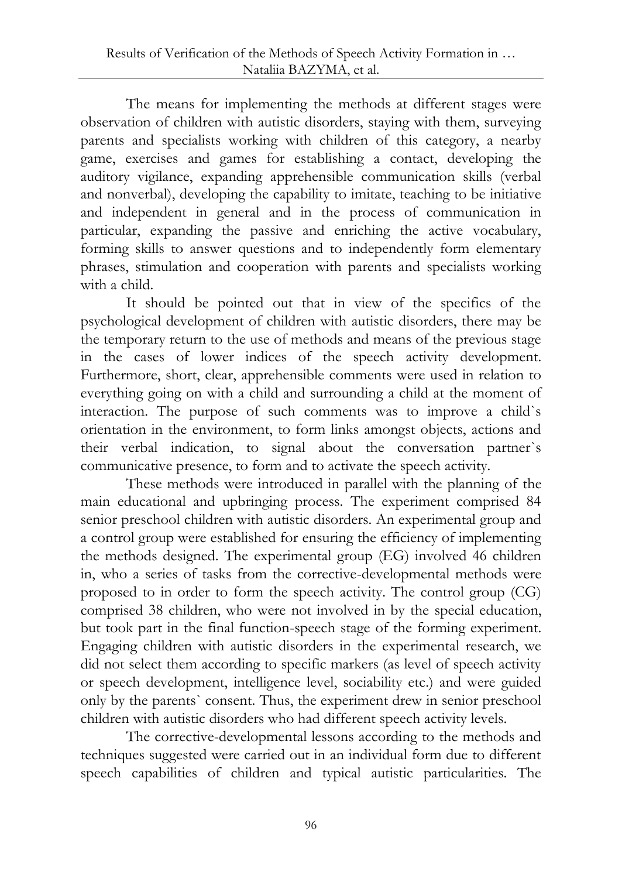The means for implementing the methods at different stages were observation of children with autistic disorders, staying with them, surveying parents and specialists working with children of this category, a nearby game, exercises and games for establishing a contact, developing the auditory vigilance, expanding apprehensible communication skills (verbal and nonverbal), developing the capability to imitate, teaching to be initiative and independent in general and in the process of communication in particular, expanding the passive and enriching the active vocabulary, forming skills to answer questions and to independently form elementary phrases, stimulation and cooperation with parents and specialists working with a child.

It should be pointed out that in view of the specifics of the psychological development of children with autistic disorders, there may be the temporary return to the use of methods and means of the previous stage in the cases of lower indices of the speech activity development. Furthermore, short, clear, apprehensible comments were used in relation to everything going on with a child and surrounding a child at the moment of interaction. The purpose of such comments was to improve a child`s orientation in the environment, to form links amongst objects, actions and their verbal indication, to signal about the conversation partner`s communicative presence, to form and to activate the speech activity.

These methods were introduced in parallel with the planning of the main educational and upbringing process. The experiment comprised 84 senior preschool children with autistic disorders. An experimental group and a control group were established for ensuring the efficiency of implementing the methods designed. The experimental group (EG) involved 46 children in, who a series of tasks from the corrective-developmental methods were proposed to in order to form the speech activity. The control group (CG) comprised 38 children, who were not involved in by the special education, but took part in the final function-speech stage of the forming experiment. Engaging children with autistic disorders in the experimental research, we did not select them according to specific markers (as level of speech activity or speech development, intelligence level, sociability etc.) and were guided only by the parents` consent. Thus, the experiment drew in senior preschool children with autistic disorders who had different speech activity levels.

The corrective-developmental lessons according to the methods and techniques suggested were carried out in an individual form due to different speech capabilities of children and typical autistic particularities. The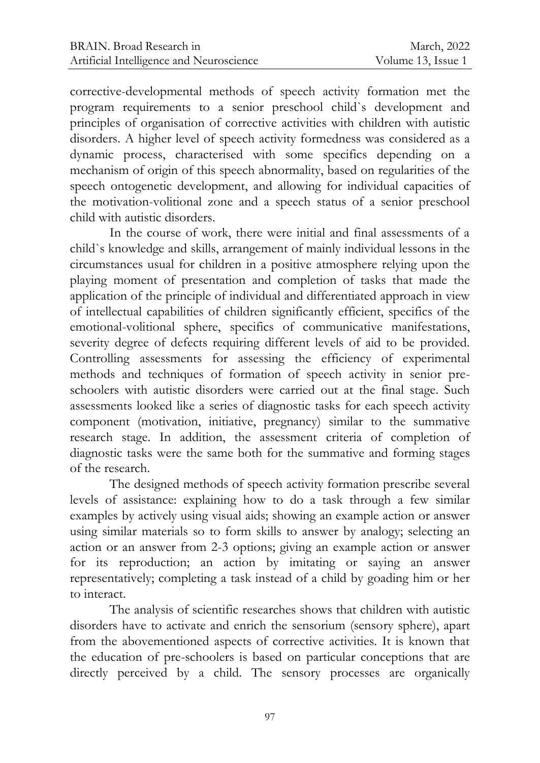corrective-developmental methods of speech activity formation met the program requirements to a senior preschool child`s development and principles of organisation of corrective activities with children with autistic disorders. A higher level of speech activity formedness was considered as a dynamic process, characterised with some specifics depending on a mechanism of origin of this speech abnormality, based on regularities of the speech ontogenetic development, and allowing for individual capacities of the motivation-volitional zone and a speech status of a senior preschool child with autistic disorders.

In the course of work, there were initial and final assessments of a child`s knowledge and skills, arrangement of mainly individual lessons in the circumstances usual for children in a positive atmosphere relying upon the playing moment of presentation and completion of tasks that made the application of the principle of individual and differentiated approach in view of intellectual capabilities of children significantly efficient, specifics of the emotional-volitional sphere, specifics of communicative manifestations, severity degree of defects requiring different levels of aid to be provided. Controlling assessments for assessing the efficiency of experimental methods and techniques of formation of speech activity in senior pre-schoolers with autistic disorders were carried out at the final stage. Such assessments looked like a series of diagnostic tasks for each speech activity component (motivation, initiative, pregnancy) similar to the summative research stage. In addition, the assessment criteria of completion of diagnostic tasks were the same both for the summative and forming stages of the research.

The designed methods of speech activity formation prescribe several levels of assistance: explaining how to do a task through a few similar examples by actively using visual aids; showing an example action or answer using similar materials so to form skills to answer by analogy; selecting an action or an answer from 2-3 options; giving an example action or answer for its reproduction; an action by imitating or saying an answer representatively; completing a task instead of a child by goading him or her to interact.

The analysis of scientific researches shows that children with autistic disorders have to activate and enrich the sensorium (sensory sphere), apart from the abovementioned aspects of corrective activities. It is known that the education of pre-schoolers is based on particular conceptions that are directly perceived by a child. The sensory processes are organically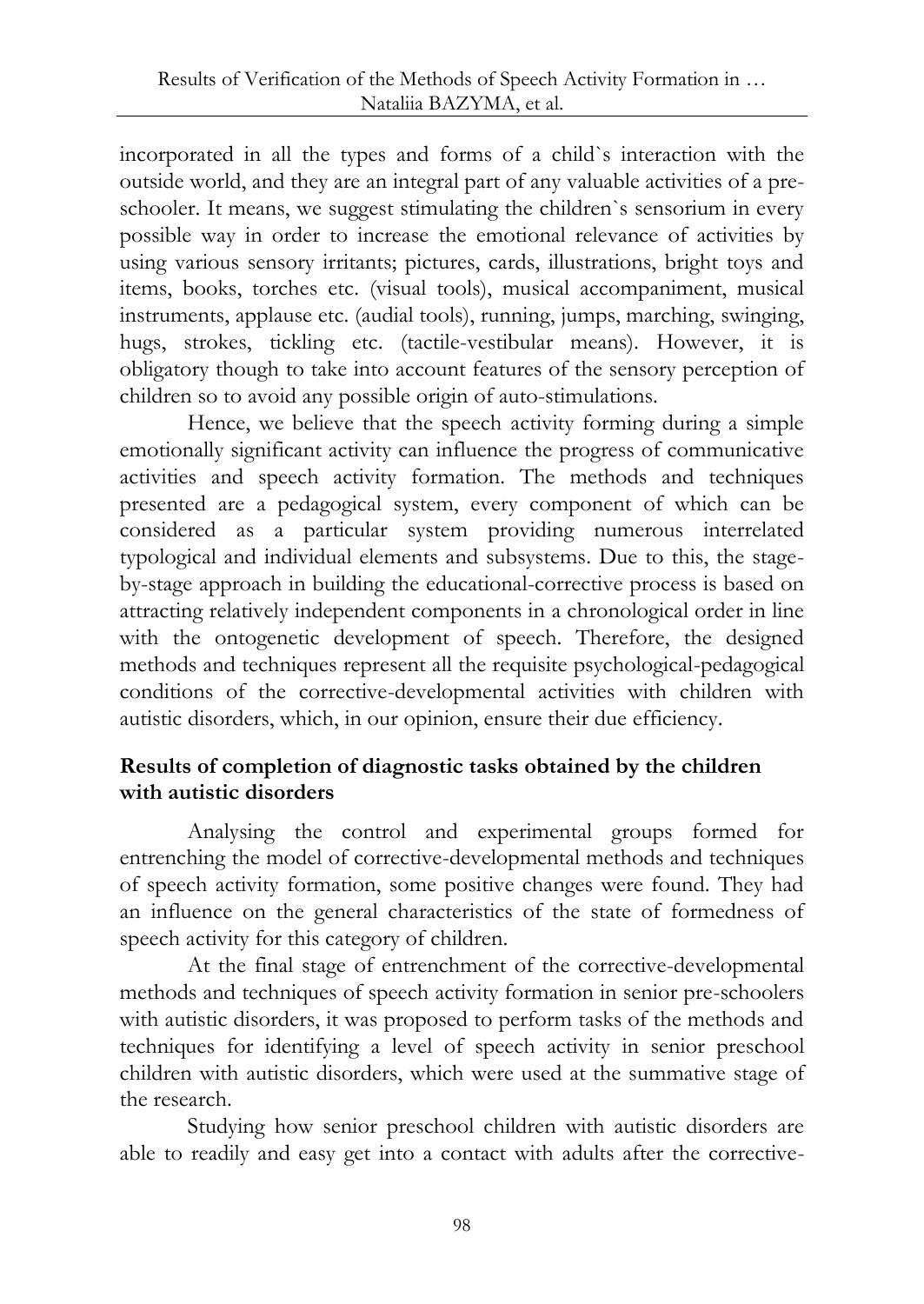incorporated in all the types and forms of a child`s interaction with the outside world, and they are an integral part of any valuable activities of a pre-schooler. It means, we suggest stimulating the children`s sensorium in every possible way in order to increase the emotional relevance of activities by using various sensory irritants; pictures, cards, illustrations, bright toys and items, books, torches etc. (visual tools), musical accompaniment, musical instruments, applause etc. (audial tools), running, jumps, marching, swinging, hugs, strokes, tickling etc. (tactile-vestibular means). However, it is obligatory though to take into account features of the sensory perception of children so to avoid any possible origin of auto-stimulations.

Hence, we believe that the speech activity forming during a simple emotionally significant activity can influence the progress of communicative activities and speech activity formation. The methods and techniques presented are a pedagogical system, every component of which can be considered as a particular system providing numerous interrelated typological and individual elements and subsystems. Due to this, the stage-by-stage approach in building the educational-corrective process is based on attracting relatively independent components in a chronological order in line with the ontogenetic development of speech. Therefore, the designed methods and techniques represent all the requisite psychological-pedagogical conditions of the corrective-developmental activities with children with autistic disorders, which, in our opinion, ensure their due efficiency.

## Results of completion of diagnostic tasks obtained by the children with autistic disorders

Analysing the control and experimental groups formed for entrenching the model of corrective-developmental methods and techniques of speech activity formation, some positive changes were found. They had an influence on the general characteristics of the state of formedness of speech activity for this category of children.

At the final stage of entrenchment of the corrective-developmental methods and techniques of speech activity formation in senior pre-schoolers with autistic disorders, it was proposed to perform tasks of the methods and techniques for identifying a level of speech activity in senior preschool children with autistic disorders, which were used at the summative stage of the research.

Studying how senior preschool children with autistic disorders are able to readily and easy get into a contact with adults after the corrective-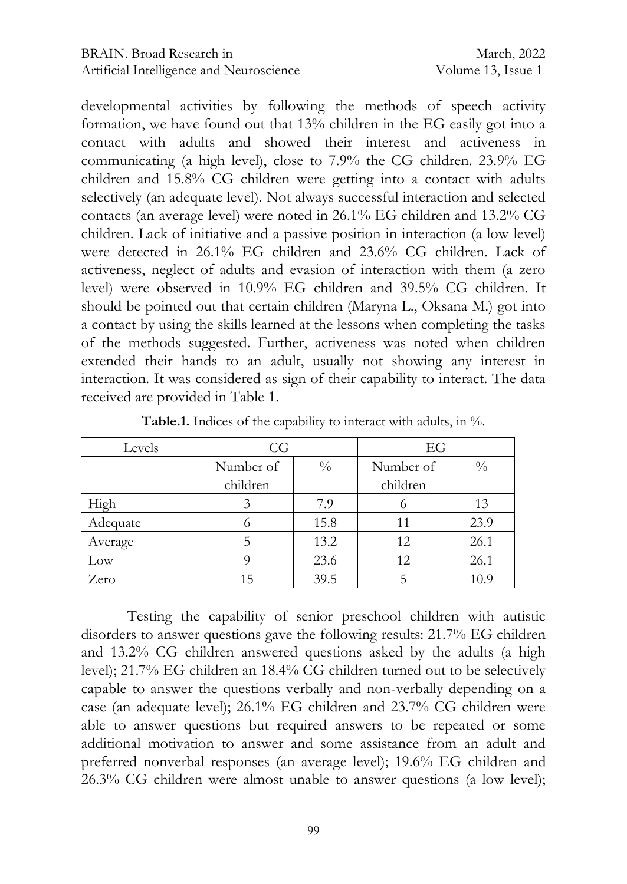developmental activities by following the methods of speech activity formation, we have found out that 13% children in the EG easily got into a contact with adults and showed their interest and activeness in communicating (a high level), close to 7.9% the CG children. 23.9% EG children and 15.8% CG children were getting into a contact with adults selectively (an adequate level). Not always successful interaction and selected contacts (an average level) were noted in 26.1% EG children and 13.2% CG children. Lack of initiative and a passive position in interaction (a low level) were detected in 26.1% EG children and 23.6% CG children. Lack of activeness, neglect of adults and evasion of interaction with them (a zero level) were observed in 10.9% EG children and 39.5% CG children. It should be pointed out that certain children (Maryna L., Oksana M.) got into a contact by using the skills learned at the lessons when completing the tasks of the methods suggested. Further, activeness was noted when children extended their hands to an adult, usually not showing any interest in interaction. It was considered as sign of their capability to interact. The data received are provided in Table 1.

**Table.1.** Indices of the capability to interact with adults, in %.

| Levels | CG | | EG | |
|---|---|---|---|---|
| | Number of children | % | Number of children | % |
| High | 3 | 7.9 | 6 | 13 |
| Adequate | 6 | 15.8 | 11 | 23.9 |
| Average | 5 | 13.2 | 12 | 26.1 |
| Low | 9 | 23.6 | 12 | 26.1 |
| Zero | 15 | 39.5 | 5 | 10.9 |

Testing the capability of senior preschool children with autistic disorders to answer questions gave the following results: 21.7% EG children and 13.2% CG children answered questions asked by the adults (a high level); 21.7% EG children an 18.4% CG children turned out to be selectively capable to answer the questions verbally and non-verbally depending on a case (an adequate level); 26.1% EG children and 23.7% CG children were able to answer questions but required answers to be repeated or some additional motivation to answer and some assistance from an adult and preferred nonverbal responses (an average level); 19.6% EG children and 26.3% CG children were almost unable to answer questions (a low level);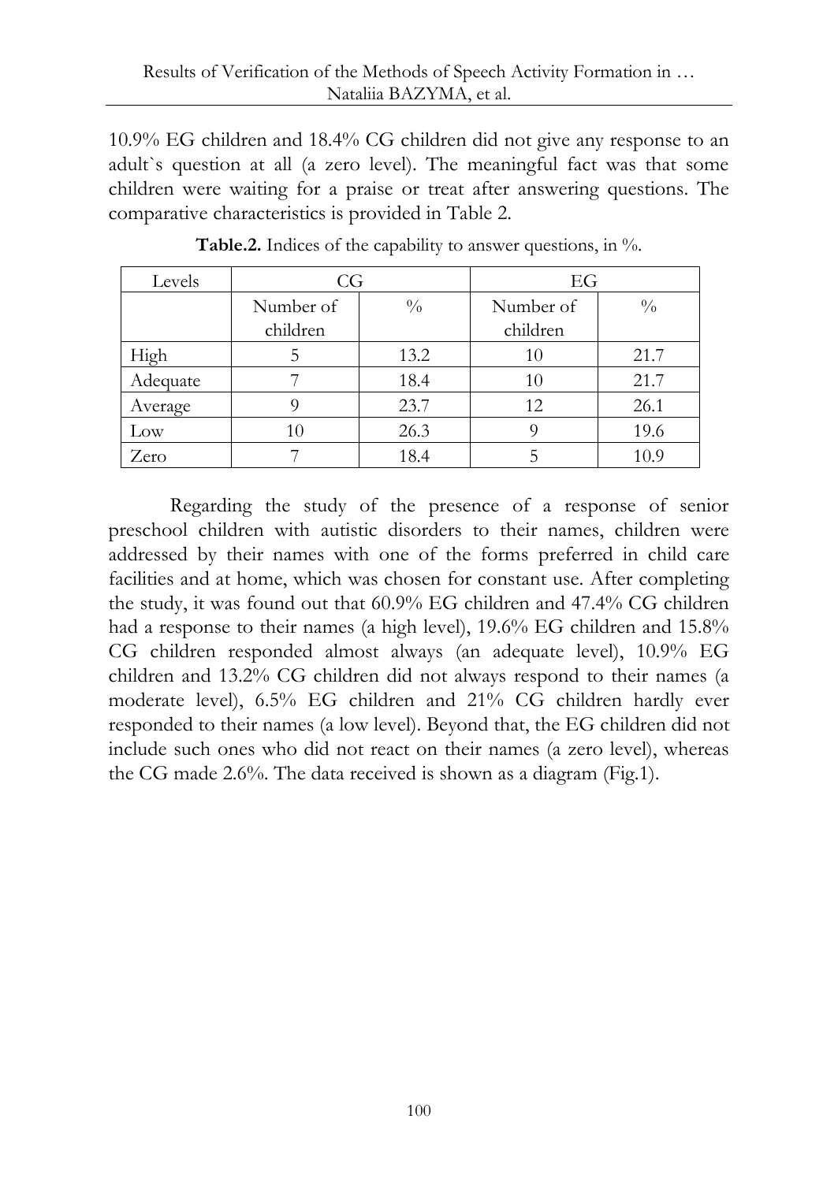10.9% EG children and 18.4% CG children did not give any response to an adult`s question at all (a zero level). The meaningful fact was that some children were waiting for a praise or treat after answering questions. The comparative characteristics is provided in Table 2.

**Table.2.** Indices of the capability to answer questions, in %.

| Levels | CG | | EG | |
|---|---|---|---|---|
| | Number of children | % | Number of children | % |
| High | 5 | 13.2 | 10 | 21.7 |
| Adequate | 7 | 18.4 | 10 | 21.7 |
| Average | 9 | 23.7 | 12 | 26.1 |
| Low | 10 | 26.3 | 9 | 19.6 |
| Zero | 7 | 18.4 | 5 | 10.9 |

Regarding the study of the presence of a response of senior preschool children with autistic disorders to their names, children were addressed by their names with one of the forms preferred in child care facilities and at home, which was chosen for constant use. After completing the study, it was found out that 60.9% EG children and 47.4% CG children had a response to their names (a high level), 19.6% EG children and 15.8% CG children responded almost always (an adequate level), 10.9% EG children and 13.2% CG children did not always respond to their names (a moderate level), 6.5% EG children and 21% CG children hardly ever responded to their names (a low level). Beyond that, the EG children did not include such ones who did not react on their names (a zero level), whereas the CG made 2.6%. The data received is shown as a diagram (Fig.1).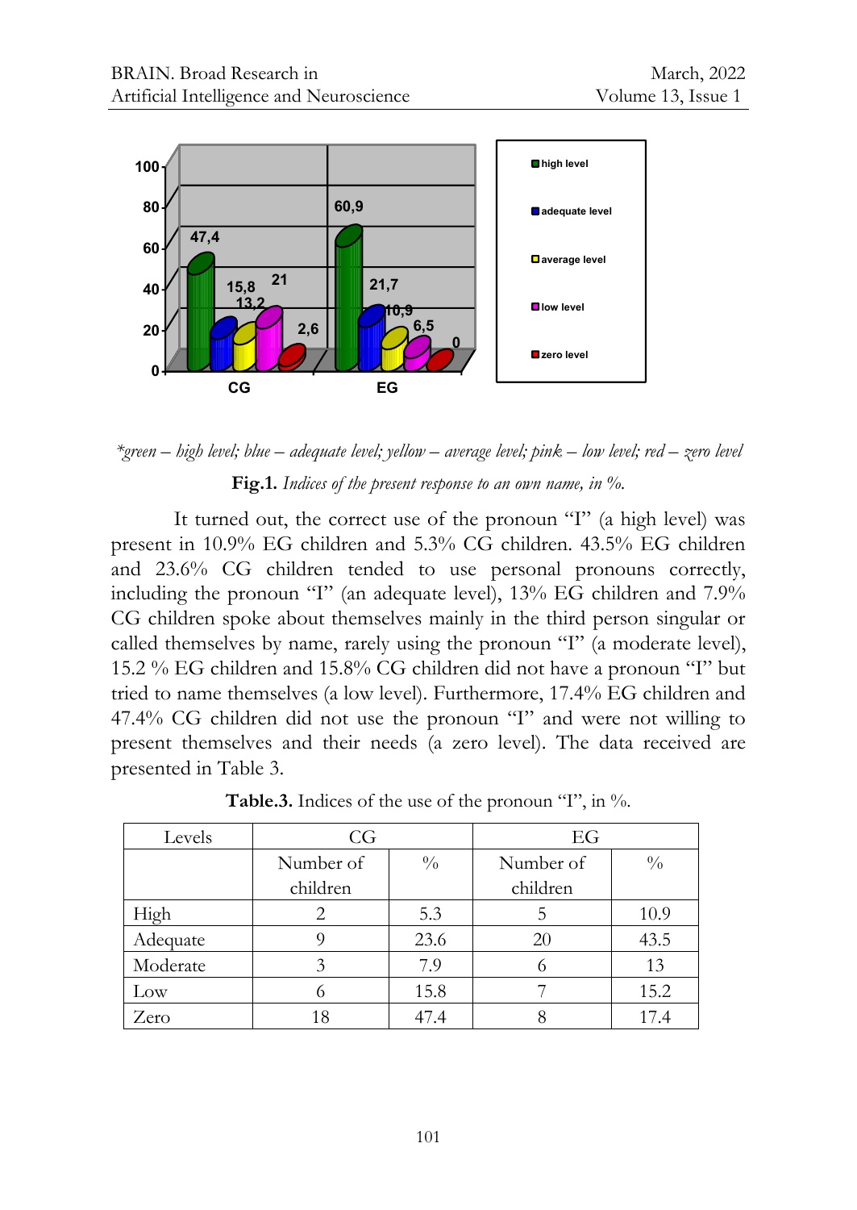*green – high level; blue – adequate level; yellow – average level; pink – low level; red – zero level*

**Fig.1.** *Indices of the present response to an own name, in %.*

It turned out, the correct use of the pronoun "I" (a high level) was present in 10.9% EG children and 5.3% CG children. 43.5% EG children and 23.6% CG children tended to use personal pronouns correctly, including the pronoun "I" (an adequate level), 13% EG children and 7.9% CG children spoke about themselves mainly in the third person singular or called themselves by name, rarely using the pronoun "I" (a moderate level), 15.2 % EG children and 15.8% CG children did not have a pronoun "I" but tried to name themselves (a low level). Furthermore, 17.4% EG children and 47.4% CG children did not use the pronoun "I" and were not willing to present themselves and their needs (a zero level). The data received are presented in Table 3.

**Table.3.** Indices of the use of the pronoun "I", in %.

| Levels | CG | | EG | |
|---|---|---|---|---|
| | Number of children | % | Number of children | % |
| High | 2 | 5.3 | 5 | 10.9 |
| Adequate | 9 | 23.6 | 20 | 43.5 |
| Moderate | 3 | 7.9 | 6 | 13 |
| Low | 6 | 15.8 | 7 | 15.2 |
| Zero | 18 | 47.4 | 8 | 17.4 |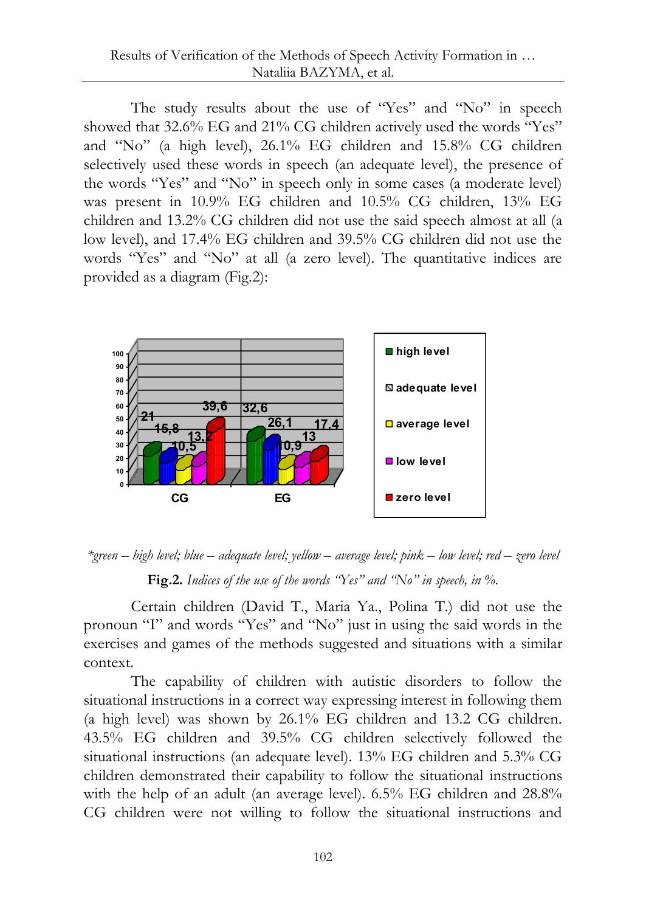The study results about the use of "Yes" and "No" in speech showed that 32.6% EG and 21% CG children actively used the words "Yes" and "No" (a high level), 26.1% EG children and 15.8% CG children selectively used these words in speech (an adequate level), the presence of the words "Yes" and "No" in speech only in some cases (a moderate level) was present in 10.9% EG children and 10.5% CG children, 13% EG children and 13.2% CG children did not use the said speech almost at all (a low level), and 17.4% EG children and 39.5% CG children did not use the words "Yes" and "No" at all (a zero level). The quantitative indices are provided as a diagram (Fig.2):

*\*green – high level; blue – adequate level; yellow – average level; pink – low level; red – zero level*

**Fig.2.** *Indices of the use of the words "Yes" and "No" in speech, in %.*

Certain children (David T., Maria Ya., Polina T.) did not use the pronoun "I" and words "Yes" and "No" just in using the said words in the exercises and games of the methods suggested and situations with a similar context.

The capability of children with autistic disorders to follow the situational instructions in a correct way expressing interest in following them (a high level) was shown by 26.1% EG children and 13.2 CG children. 43.5% EG children and 39.5% CG children selectively followed the situational instructions (an adequate level). 13% EG children and 5.3% CG children demonstrated their capability to follow the situational instructions with the help of an adult (an average level). 6.5% EG children and 28.8% CG children were not willing to follow the situational instructions and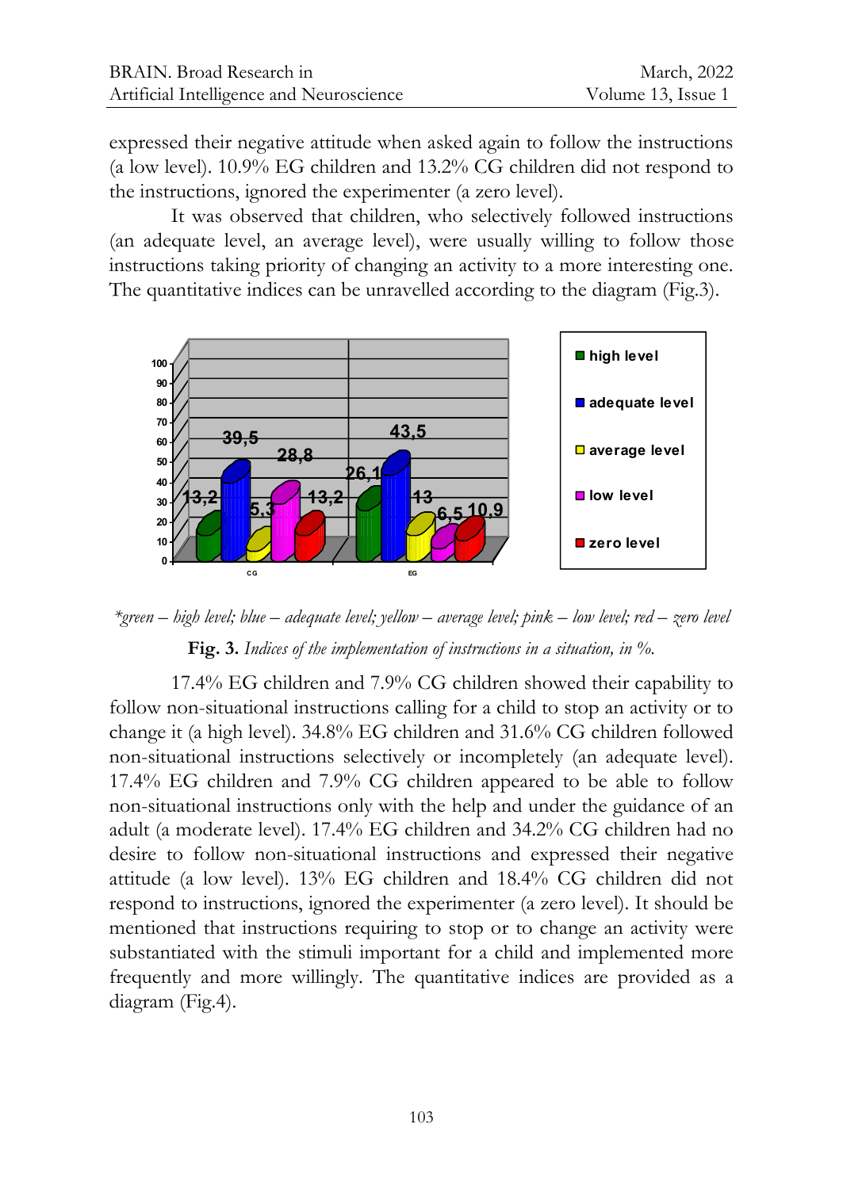expressed their negative attitude when asked again to follow the instructions (a low level). 10.9% EG children and 13.2% CG children did not respond to the instructions, ignored the experimenter (a zero level).

It was observed that children, who selectively followed instructions (an adequate level, an average level), were usually willing to follow those instructions taking priority of changing an activity to a more interesting one. The quantitative indices can be unravelled according to the diagram (Fig.3).

*\*green – high level; blue – adequate level; yellow – average level; pink – low level; red – zero level*

**Fig. 3.** *Indices of the implementation of instructions in a situation, in %.*

17.4% EG children and 7.9% CG children showed their capability to follow non-situational instructions calling for a child to stop an activity or to change it (a high level). 34.8% EG children and 31.6% CG children followed non-situational instructions selectively or incompletely (an adequate level). 17.4% EG children and 7.9% CG children appeared to be able to follow non-situational instructions only with the help and under the guidance of an adult (a moderate level). 17.4% EG children and 34.2% CG children had no desire to follow non-situational instructions and expressed their negative attitude (a low level). 13% EG children and 18.4% CG children did not respond to instructions, ignored the experimenter (a zero level). It should be mentioned that instructions requiring to stop or to change an activity were substantiated with the stimuli important for a child and implemented more frequently and more willingly. The quantitative indices are provided as a diagram (Fig.4).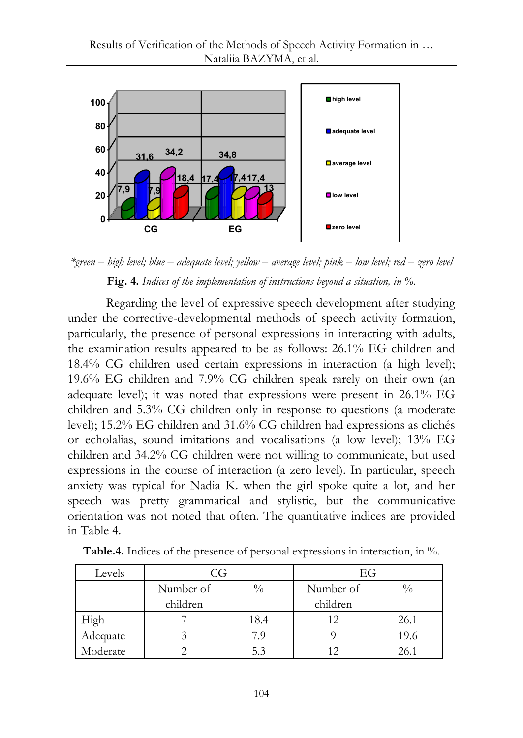*green – high level; blue – adequate level; yellow – average level; pink – low level; red – zero level*

**Fig. 4.** *Indices of the implementation of instructions beyond a situation, in %.*

Regarding the level of expressive speech development after studying under the corrective-developmental methods of speech activity formation, particularly, the presence of personal expressions in interacting with adults, the examination results appeared to be as follows: 26.1% EG children and 18.4% CG children used certain expressions in interaction (a high level); 19.6% EG children and 7.9% CG children speak rarely on their own (an adequate level); it was noted that expressions were present in 26.1% EG children and 5.3% CG children only in response to questions (a moderate level); 15.2% EG children and 31.6% CG children had expressions as clichés or echolalias, sound imitations and vocalisations (a low level); 13% EG children and 34.2% CG children were not willing to communicate, but used expressions in the course of interaction (a zero level). In particular, speech anxiety was typical for Nadia K. when the girl spoke quite a lot, and her speech was pretty grammatical and stylistic, but the communicative orientation was not noted that often. The quantitative indices are provided in Table 4.

**Table.4.** Indices of the presence of personal expressions in interaction, in %.

| Levels | CG | | EG | |
|---|---|---|---|---|
| | Number of children | % | Number of children | % |
| High | 7 | 18.4 | 12 | 26.1 |
| Adequate | 3 | 7.9 | 9 | 19.6 |
| Moderate | 2 | 5.3 | 12 | 26.1 |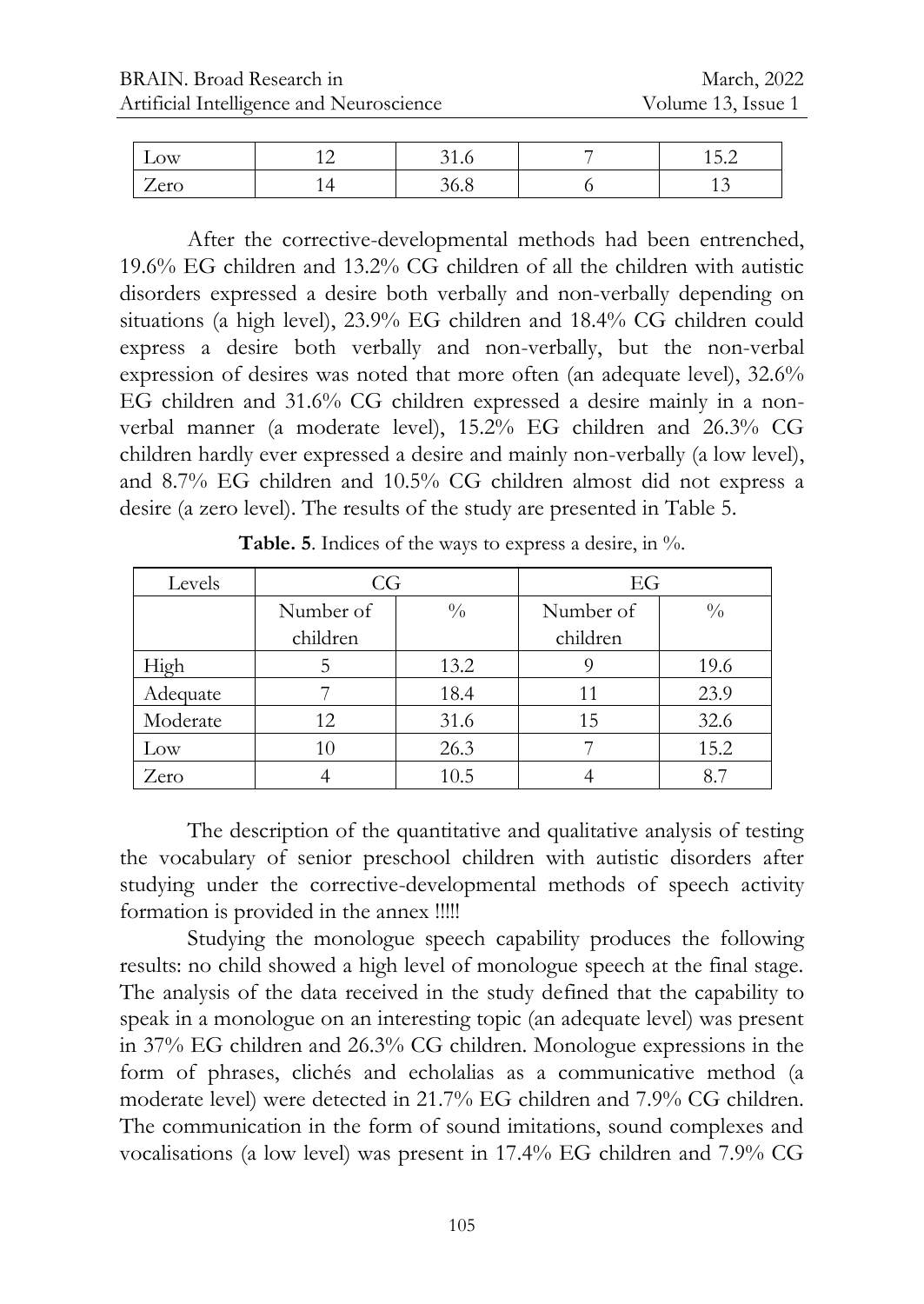| Low | 12 | 31.6 | 7 | 15.2 |
|---|---|---|---|---|
| Zero | 14 | 36.8 | 6 | 13 |

After the corrective-developmental methods had been entrenched, 19.6% EG children and 13.2% CG children of all the children with autistic disorders expressed a desire both verbally and non-verbally depending on situations (a high level), 23.9% EG children and 18.4% CG children could express a desire both verbally and non-verbally, but the non-verbal expression of desires was noted that more often (an adequate level), 32.6% EG children and 31.6% CG children expressed a desire mainly in a non-verbal manner (a moderate level), 15.2% EG children and 26.3% CG children hardly ever expressed a desire and mainly non-verbally (a low level), and 8.7% EG children and 10.5% CG children almost did not express a desire (a zero level). The results of the study are presented in Table 5.

**Table. 5**. Indices of the ways to express a desire, in %.

| Levels | CG | | EG | |
|---|---|---|---|---|
| | Number of children | % | Number of children | % |
| High | 5 | 13.2 | 9 | 19.6 |
| Adequate | 7 | 18.4 | 11 | 23.9 |
| Moderate | 12 | 31.6 | 15 | 32.6 |
| Low | 10 | 26.3 | 7 | 15.2 |
| Zero | 4 | 10.5 | 4 | 8.7 |

The description of the quantitative and qualitative analysis of testing the vocabulary of senior preschool children with autistic disorders after studying under the corrective-developmental methods of speech activity formation is provided in the annex !!!!!

Studying the monologue speech capability produces the following results: no child showed a high level of monologue speech at the final stage. The analysis of the data received in the study defined that the capability to speak in a monologue on an interesting topic (an adequate level) was present in 37% EG children and 26.3% CG children. Monologue expressions in the form of phrases, clichés and echolalias as a communicative method (a moderate level) were detected in 21.7% EG children and 7.9% CG children. The communication in the form of sound imitations, sound complexes and vocalisations (a low level) was present in 17.4% EG children and 7.9% CG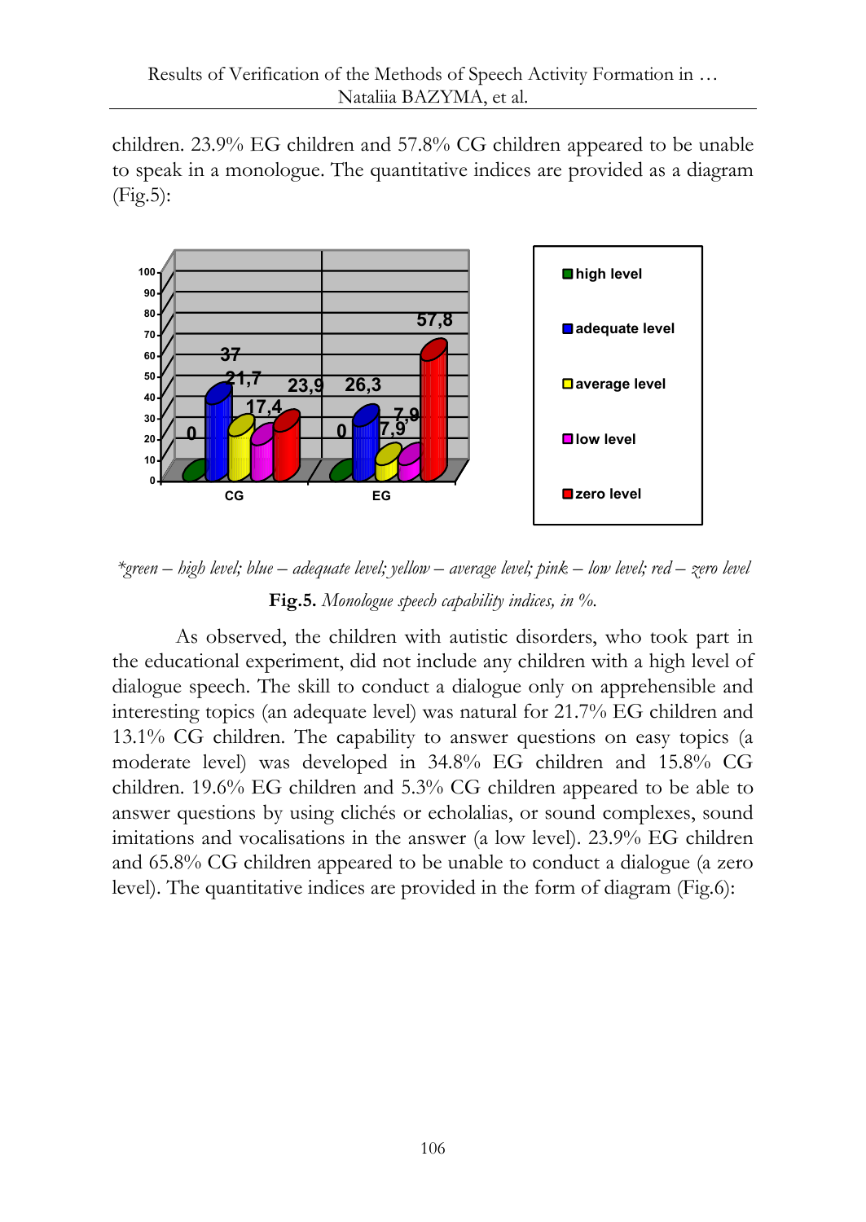children. 23.9% EG children and 57.8% CG children appeared to be unable to speak in a monologue. The quantitative indices are provided as a diagram (Fig.5):

*green – high level; blue – adequate level; yellow – average level; pink – low level; red – zero level*

**Fig.5.** *Monologue speech capability indices, in %.*

As observed, the children with autistic disorders, who took part in the educational experiment, did not include any children with a high level of dialogue speech. The skill to conduct a dialogue only on apprehensible and interesting topics (an adequate level) was natural for 21.7% EG children and 13.1% CG children. The capability to answer questions on easy topics (a moderate level) was developed in 34.8% EG children and 15.8% CG children. 19.6% EG children and 5.3% CG children appeared to be able to answer questions by using clichés or echolalias, or sound complexes, sound imitations and vocalisations in the answer (a low level). 23.9% EG children and 65.8% CG children appeared to be unable to conduct a dialogue (a zero level). The quantitative indices are provided in the form of diagram (Fig.6):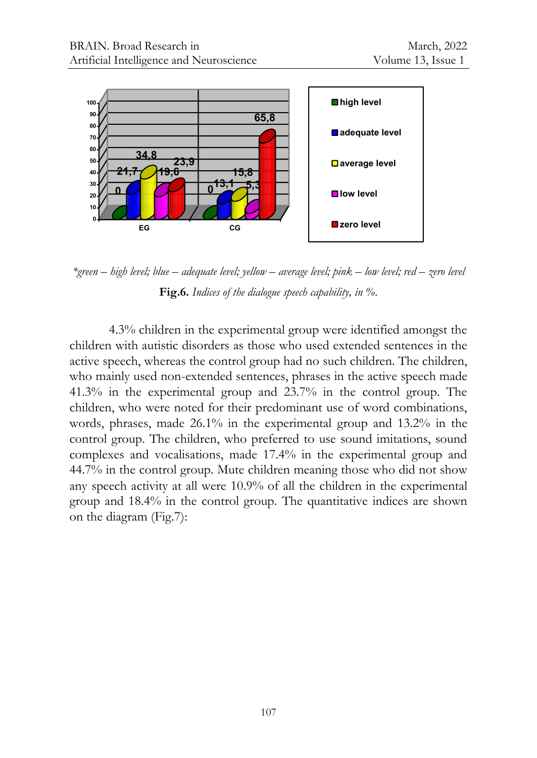*green – high level; blue – adequate level; yellow – average level; pink – low level; red – zero level*

**Fig.6.** *Indices of the dialogue speech capability, in %.*

4.3% children in the experimental group were identified amongst the children with autistic disorders as those who used extended sentences in the active speech, whereas the control group had no such children. The children, who mainly used non-extended sentences, phrases in the active speech made 41.3% in the experimental group and 23.7% in the control group. The children, who were noted for their predominant use of word combinations, words, phrases, made 26.1% in the experimental group and 13.2% in the control group. The children, who preferred to use sound imitations, sound complexes and vocalisations, made 17.4% in the experimental group and 44.7% in the control group. Mute children meaning those who did not show any speech activity at all were 10.9% of all the children in the experimental group and 18.4% in the control group. The quantitative indices are shown on the diagram (Fig.7):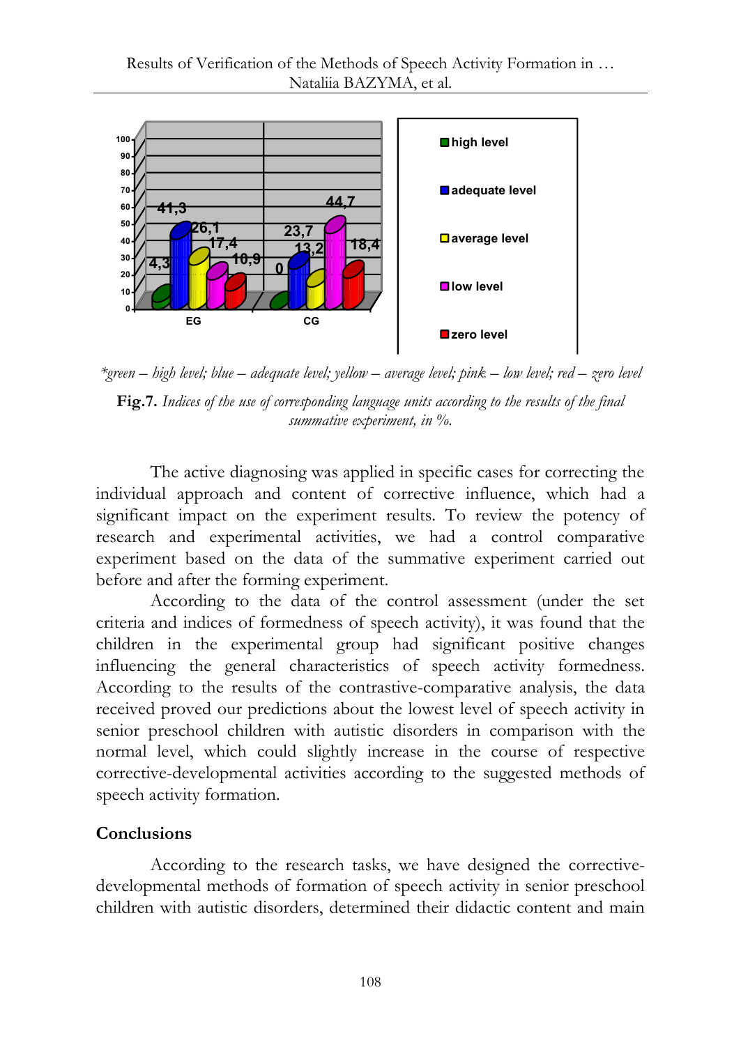*green – high level; blue – adequate level; yellow – average level; pink – low level; red – zero level

**Fig.7.** *Indices of the use of corresponding language units according to the results of the final summative experiment, in %.*

The active diagnosing was applied in specific cases for correcting the individual approach and content of corrective influence, which had a significant impact on the experiment results. To review the potency of research and experimental activities, we had a control comparative experiment based on the data of the summative experiment carried out before and after the forming experiment.

According to the data of the control assessment (under the set criteria and indices of formedness of speech activity), it was found that the children in the experimental group had significant positive changes influencing the general characteristics of speech activity formedness. According to the results of the contrastive-comparative analysis, the data received proved our predictions about the lowest level of speech activity in senior preschool children with autistic disorders in comparison with the normal level, which could slightly increase in the course of respective corrective-developmental activities according to the suggested methods of speech activity formation.

## Conclusions

According to the research tasks, we have designed the corrective-developmental methods of formation of speech activity in senior preschool children with autistic disorders, determined their didactic content and main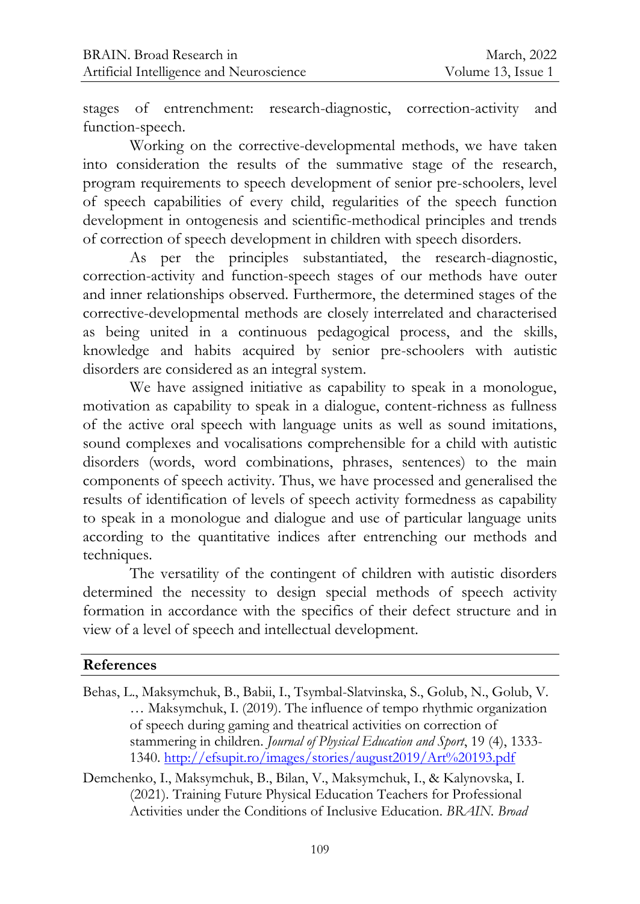stages of entrenchment: research-diagnostic, correction-activity and function-speech.

Working on the corrective-developmental methods, we have taken into consideration the results of the summative stage of the research, program requirements to speech development of senior pre-schoolers, level of speech capabilities of every child, regularities of the speech function development in ontogenesis and scientific-methodical principles and trends of correction of speech development in children with speech disorders.

As per the principles substantiated, the research-diagnostic, correction-activity and function-speech stages of our methods have outer and inner relationships observed. Furthermore, the determined stages of the corrective-developmental methods are closely interrelated and characterised as being united in a continuous pedagogical process, and the skills, knowledge and habits acquired by senior pre-schoolers with autistic disorders are considered as an integral system.

We have assigned initiative as capability to speak in a monologue, motivation as capability to speak in a dialogue, content-richness as fullness of the active oral speech with language units as well as sound imitations, sound complexes and vocalisations comprehensible for a child with autistic disorders (words, word combinations, phrases, sentences) to the main components of speech activity. Thus, we have processed and generalised the results of identification of levels of speech activity formedness as capability to speak in a monologue and dialogue and use of particular language units according to the quantitative indices after entrenching our methods and techniques.

The versatility of the contingent of children with autistic disorders determined the necessity to design special methods of speech activity formation in accordance with the specifics of their defect structure and in view of a level of speech and intellectual development.

## References

Behas, L., Maksymchuk, B., Babii, I., Tsymbal-Slatvinska, S., Golub, N., Golub, V. … Maksymchuk, I. (2019). The influence of tempo rhythmic organization of speech during gaming and theatrical activities on correction of stammering in children. *Journal of Physical Education and Sport*, 19 (4), 1333-1340. http://efsupit.ro/images/stories/august2019/Art%20193.pdf

Demchenko, I., Maksymchuk, B., Bilan, V., Maksymchuk, I., & Kalynovska, I. (2021). Training Future Physical Education Teachers for Professional Activities under the Conditions of Inclusive Education. *BRAIN. Broad*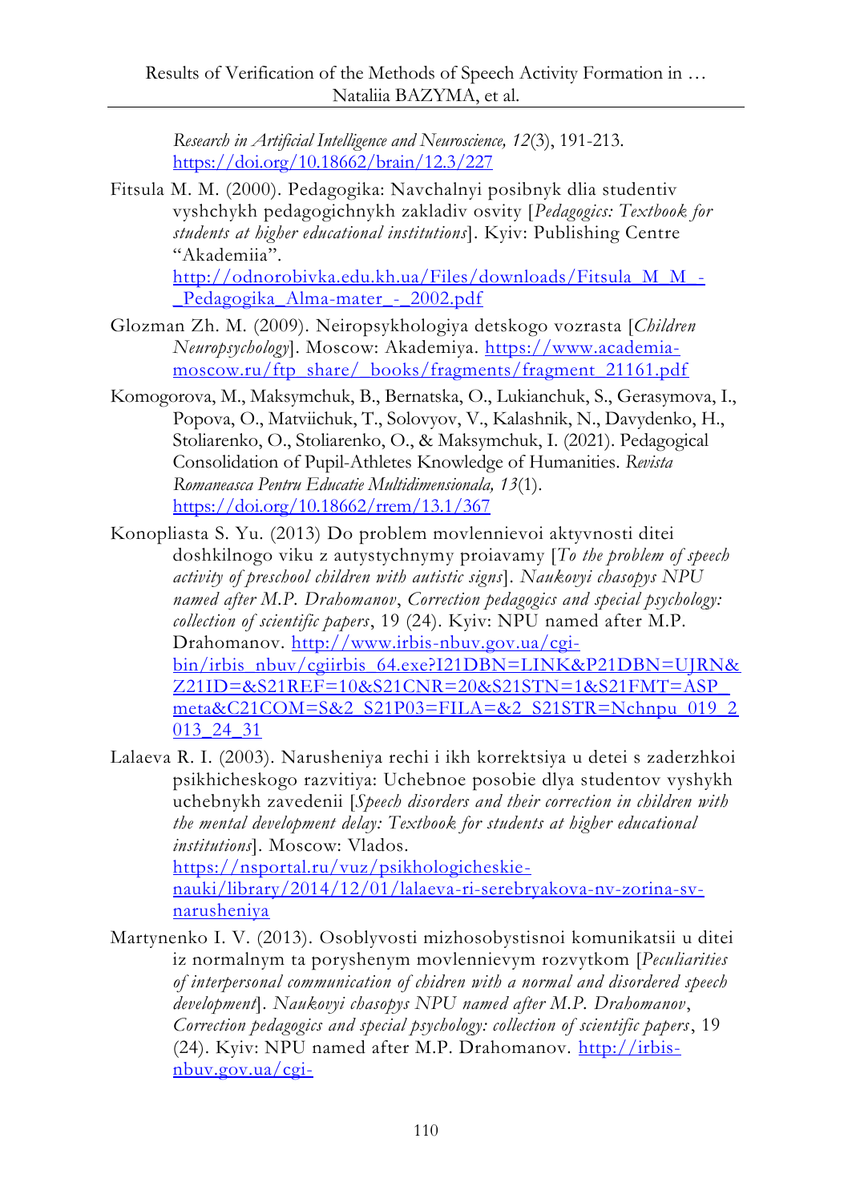*Research in Artificial Intelligence and Neuroscience, 12*(3), 191-213. https://doi.org/10.18662/brain/12.3/227

Fitsula M. M. (2000). Pedagogika: Navchalnyi posibnyk dlia studentiv vyshchykh pedagogichnykh zakladiv osvity [*Pedagogics: Textbook for students at higher educational institutions*]. Kyiv: Publishing Centre "Akademiia". http://odnorobivka.edu.kh.ua/Files/downloads/Fitsula_M_M_-_Pedagogika_Alma-mater_-_2002.pdf

Glozman Zh. M. (2009). Neiropsykhologiya detskogo vozrasta [*Children Neuropsychology*]. Moscow: Akademiya. https://www.academia-moscow.ru/ftp_share/_books/fragments/fragment_21161.pdf

Komogorova, M., Maksymchuk, B., Bernatska, O., Lukianchuk, S., Gerasymova, I., Popova, O., Matviichuk, T., Solovyov, V., Kalashnik, N., Davydenko, H., Stoliarenko, O., Stoliarenko, O., & Maksymchuk, I. (2021). Pedagogical Consolidation of Pupil-Athletes Knowledge of Humanities. *Revista Romaneasca Pentru Educatie Multidimensionala, 13*(1). https://doi.org/10.18662/rrem/13.1/367

Konopliasta S. Yu. (2013) Do problem movlennievoi aktyvnosti ditei doshkilnogo viku z autystychnymy proiavamy [*To the problem of speech activity of preschool children with autistic signs*]. *Naukovyi chasopys NPU named after M.P. Drahomanov*, *Correction pedagogics and special psychology: collection of scientific papers*, 19 (24). Kyiv: NPU named after M.P. Drahomanov. http://www.irbis-nbuv.gov.ua/cgi-bin/irbis_nbuv/cgiirbis_64.exe?I21DBN=LINK&P21DBN=UJRN&Z21ID=&S21REF=10&S21CNR=20&S21STN=1&S21FMT=ASP_meta&C21COM=S&2_S21P03=FILA=&2_S21STR=Nchnpu_019_2013_24_31

Lalaeva R. I. (2003). Narusheniya rechi i ikh korrektsiya u detei s zaderzhkoi psikhicheskogo razvitiya: Uchebnoe posobie dlya studentov vyshykh uchebnykh zavedenii [*Speech disorders and their correction in children with the mental development delay: Textbook for students at higher educational institutions*]. Moscow: Vlados. https://nsportal.ru/vuz/psikhologicheskie-nauki/library/2014/12/01/lalaeva-ri-serebryakova-nv-zorina-sv-narusheniya

Martynenko I. V. (2013). Osoblyvosti mizhosobystisnoi komunikatsii u ditei iz normalnym ta poryshenym movlennievym rozvytkom [*Peculiarities of interpersonal communication of chidren with a normal and disordered speech development*]. *Naukovyi chasopys NPU named after M.P. Drahomanov*, *Correction pedagogics and special psychology: collection of scientific papers*, 19 (24). Kyiv: NPU named after M.P. Drahomanov. http://irbis-nbuv.gov.ua/cgi-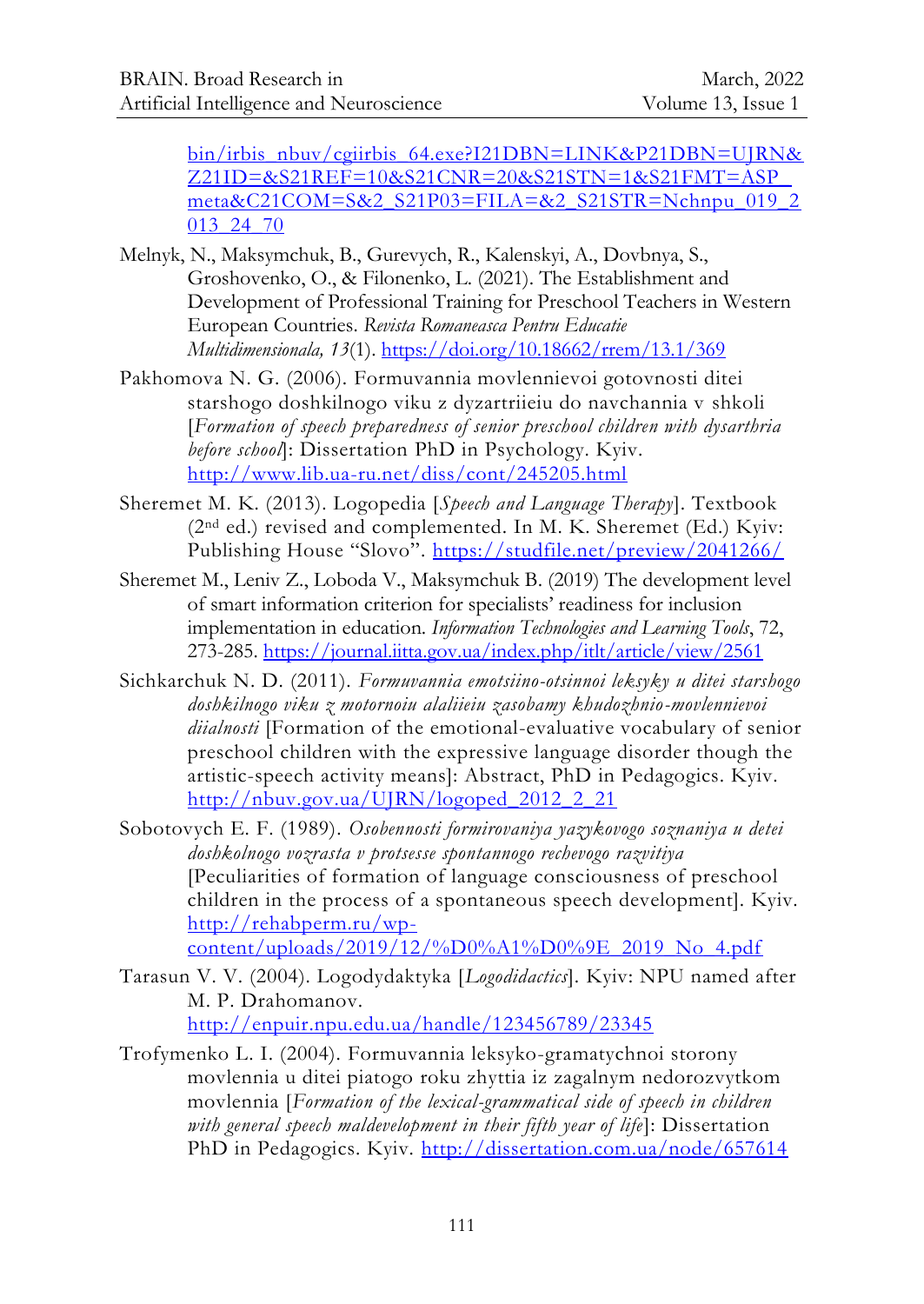bin/irbis_nbuv/cgiirbis_64.exe?I21DBN=LINK&P21DBN=UJRN&Z21ID=&S21REF=10&S21CNR=20&S21STN=1&S21FMT=ASP_meta&C21COM=S&2_S21P03=FILA=&2_S21STR=Nchnpu_019_2013_24_70

Melnyk, N., Maksymchuk, B., Gurevych, R., Kalenskyi, A., Dovbnya, S., Groshovenko, O., & Filonenko, L. (2021). The Establishment and Development of Professional Training for Preschool Teachers in Western European Countries. *Revista Romaneasca Pentru Educatie Multidimensionala, 13*(1). https://doi.org/10.18662/rrem/13.1/369

Pakhomova N. G. (2006). Formuvannia movlennievoi gotovnosti ditei starshogo doshkilnogo viku z dyzartriieiu do navchannia v shkoli [*Formation of speech preparedness of senior preschool children with dysarthria before school*]: Dissertation PhD in Psychology. Kyiv. http://www.lib.ua-ru.net/diss/cont/245205.html

Sheremet M. K. (2013). Logopedia [*Speech and Language Therapy*]. Textbook (2nd ed.) revised and complemented. In M. K. Sheremet (Ed.) Kyiv: Publishing House "Slovo". https://studfile.net/preview/2041266/

Sheremet M., Leniv Z., Loboda V., Maksymchuk B. (2019) The development level of smart information criterion for specialists' readiness for inclusion implementation in education. *Information Technologies and Learning Tools*, 72, 273-285. https://journal.iitta.gov.ua/index.php/itlt/article/view/2561

Sichkarchuk N. D. (2011). *Formuvannia emotsiino-otsinnoi leksyky u ditei starshogo doshkilnogo viku z motornoiu alaliieiu zasobamy khudozhnio-movlennievoi diialnosti* [Formation of the emotional-evaluative vocabulary of senior preschool children with the expressive language disorder though the artistic-speech activity means]: Abstract, PhD in Pedagogics. Kyiv. http://nbuv.gov.ua/UJRN/logoped_2012_2_21

Sobotovych E. F. (1989). *Osobennosti formirovaniya yazykovogo soznaniya u detei doshkolnogo vozrasta v protsesse spontannogo rechevogo razvitiya* [Peculiarities of formation of language consciousness of preschool children in the process of a spontaneous speech development]. Kyiv. http://rehabperm.ru/wp-content/uploads/2019/12/%D0%A1%D0%9E_2019_No_4.pdf

Tarasun V. V. (2004). Logodydaktyka [*Logodidactics*]. Kyiv: NPU named after M. P. Drahomanov. http://enpuir.npu.edu.ua/handle/123456789/23345

Trofymenko L. I. (2004). Formuvannia leksyko-gramatychnoi storony movlennia u ditei piatogo roku zhyttia iz zagalnym nedorozvytkom movlennia [*Formation of the lexical-grammatical side of speech in children with general speech maldevelopment in their fifth year of life*]: Dissertation PhD in Pedagogics. Kyiv. http://dissertation.com.ua/node/657614